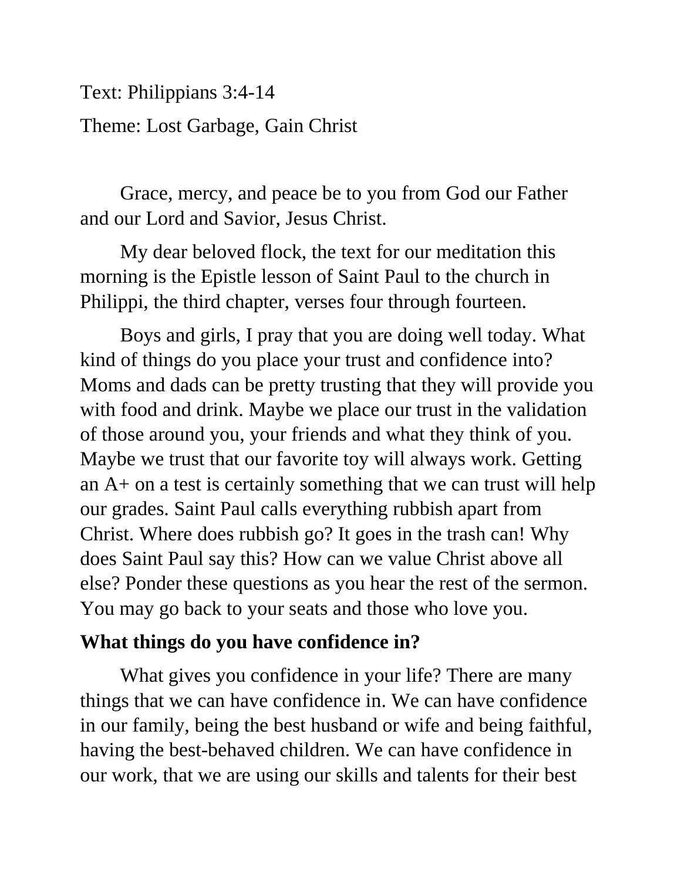Text: Philippians 3:4-14

Theme: Lost Garbage, Gain Christ

Grace, mercy, and peace be to you from God our Father and our Lord and Savior, Jesus Christ.

My dear beloved flock, the text for our meditation this morning is the Epistle lesson of Saint Paul to the church in Philippi, the third chapter, verses four through fourteen.

Boys and girls, I pray that you are doing well today. What kind of things do you place your trust and confidence into? Moms and dads can be pretty trusting that they will provide you with food and drink. Maybe we place our trust in the validation of those around you, your friends and what they think of you. Maybe we trust that our favorite toy will always work. Getting an A+ on a test is certainly something that we can trust will help our grades. Saint Paul calls everything rubbish apart from Christ. Where does rubbish go? It goes in the trash can! Why does Saint Paul say this? How can we value Christ above all else? Ponder these questions as you hear the rest of the sermon. You may go back to your seats and those who love you.

**What things do you have confidence in?**

What gives you confidence in your life? There are many things that we can have confidence in. We can have confidence in our family, being the best husband or wife and being faithful, having the best-behaved children. We can have confidence in our work, that we are using our skills and talents for their best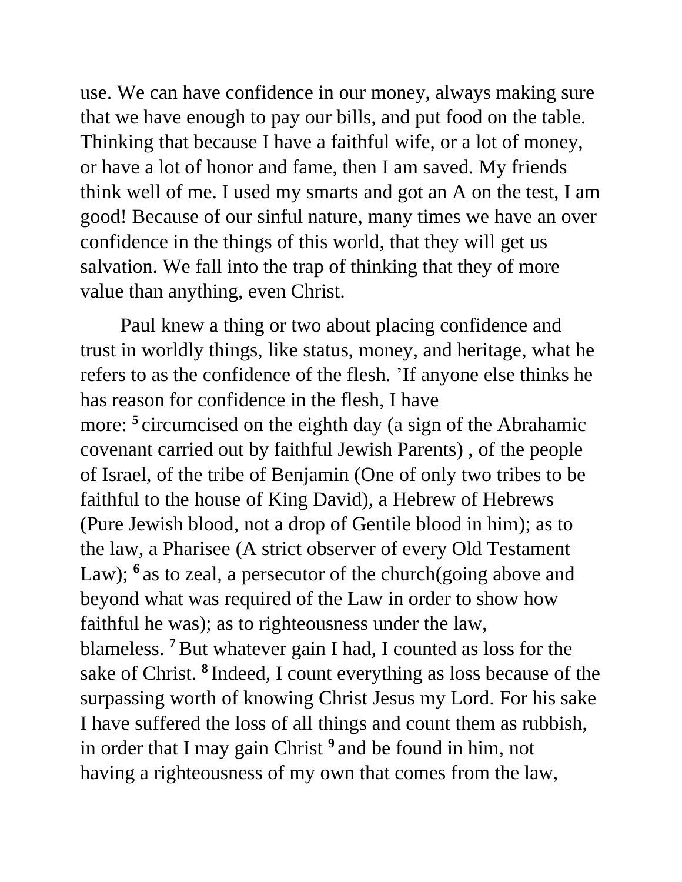use. We can have confidence in our money, always making sure that we have enough to pay our bills, and put food on the table. Thinking that because I have a faithful wife, or a lot of money, or have a lot of honor and fame, then I am saved. My friends think well of me. I used my smarts and got an A on the test, I am good! Because of our sinful nature, many times we have an over confidence in the things of this world, that they will get us salvation. We fall into the trap of thinking that they of more value than anything, even Christ.

Paul knew a thing or two about placing confidence and trust in worldly things, like status, money, and heritage, what he refers to as the confidence of the flesh. 'If anyone else thinks he has reason for confidence in the flesh, I have more: **5** circumcised on the eighth day (a sign of the Abrahamic covenant carried out by faithful Jewish Parents) , of the people of Israel, of the tribe of Benjamin (One of only two tribes to be faithful to the house of King David), a Hebrew of Hebrews (Pure Jewish blood, not a drop of Gentile blood in him); as to the law, a Pharisee (A strict observer of every Old Testament Law); **6** as to zeal, a persecutor of the church(going above and beyond what was required of the Law in order to show how faithful he was); as to righteousness under the law, blameless. **7** But whatever gain I had, I counted as loss for the sake of Christ. **8** Indeed, I count everything as loss because of the surpassing worth of knowing Christ Jesus my Lord. For his sake I have suffered the loss of all things and count them as rubbish, in order that I may gain Christ **9** and be found in him, not having a righteousness of my own that comes from the law,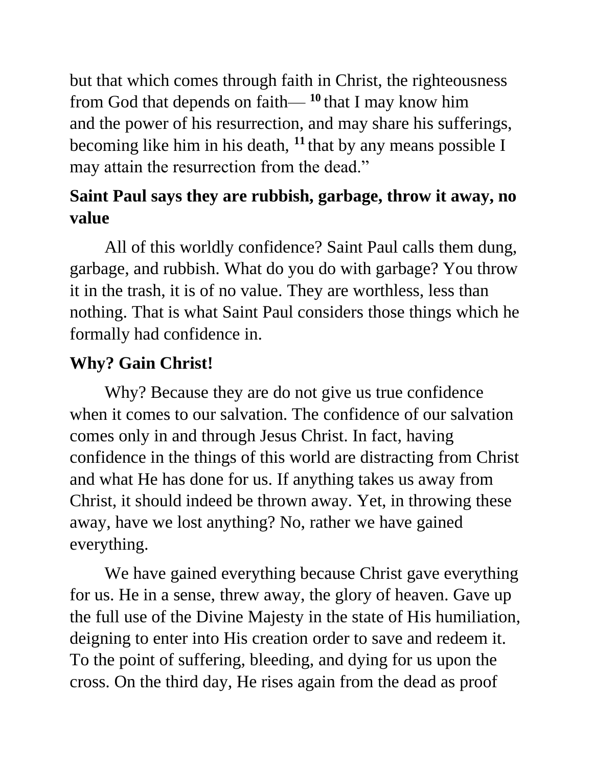but that which comes through faith in Christ, the righteousness from God that depends on faith— [10] that I may know him and the power of his resurrection, and may share his sufferings, becoming like him in his death, [11] that by any means possible I may attain the resurrection from the dead."

## Saint Paul says they are rubbish, garbage, throw it away, no value

All of this worldly confidence? Saint Paul calls them dung, garbage, and rubbish. What do you do with garbage? You throw it in the trash, it is of no value. They are worthless, less than nothing. That is what Saint Paul considers those things which he formally had confidence in.

## Why? Gain Christ!

Why? Because they are do not give us true confidence when it comes to our salvation. The confidence of our salvation comes only in and through Jesus Christ. In fact, having confidence in the things of this world are distracting from Christ and what He has done for us. If anything takes us away from Christ, it should indeed be thrown away. Yet, in throwing these away, have we lost anything? No, rather we have gained everything.

We have gained everything because Christ gave everything for us. He in a sense, threw away, the glory of heaven. Gave up the full use of the Divine Majesty in the state of His humiliation, deigning to enter into His creation order to save and redeem it. To the point of suffering, bleeding, and dying for us upon the cross. On the third day, He rises again from the dead as proof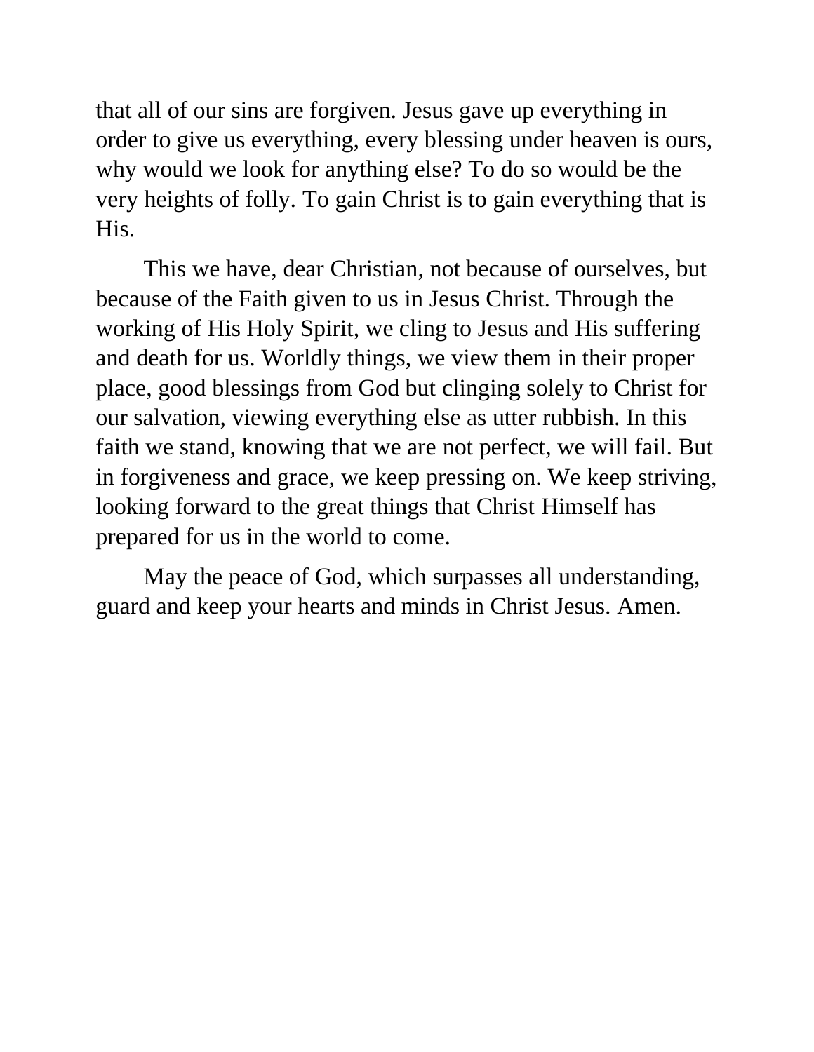that all of our sins are forgiven. Jesus gave up everything in order to give us everything, every blessing under heaven is ours, why would we look for anything else? To do so would be the very heights of folly. To gain Christ is to gain everything that is His.

This we have, dear Christian, not because of ourselves, but because of the Faith given to us in Jesus Christ. Through the working of His Holy Spirit, we cling to Jesus and His suffering and death for us. Worldly things, we view them in their proper place, good blessings from God but clinging solely to Christ for our salvation, viewing everything else as utter rubbish. In this faith we stand, knowing that we are not perfect, we will fail. But in forgiveness and grace, we keep pressing on. We keep striving, looking forward to the great things that Christ Himself has prepared for us in the world to come.

May the peace of God, which surpasses all understanding, guard and keep your hearts and minds in Christ Jesus. Amen.